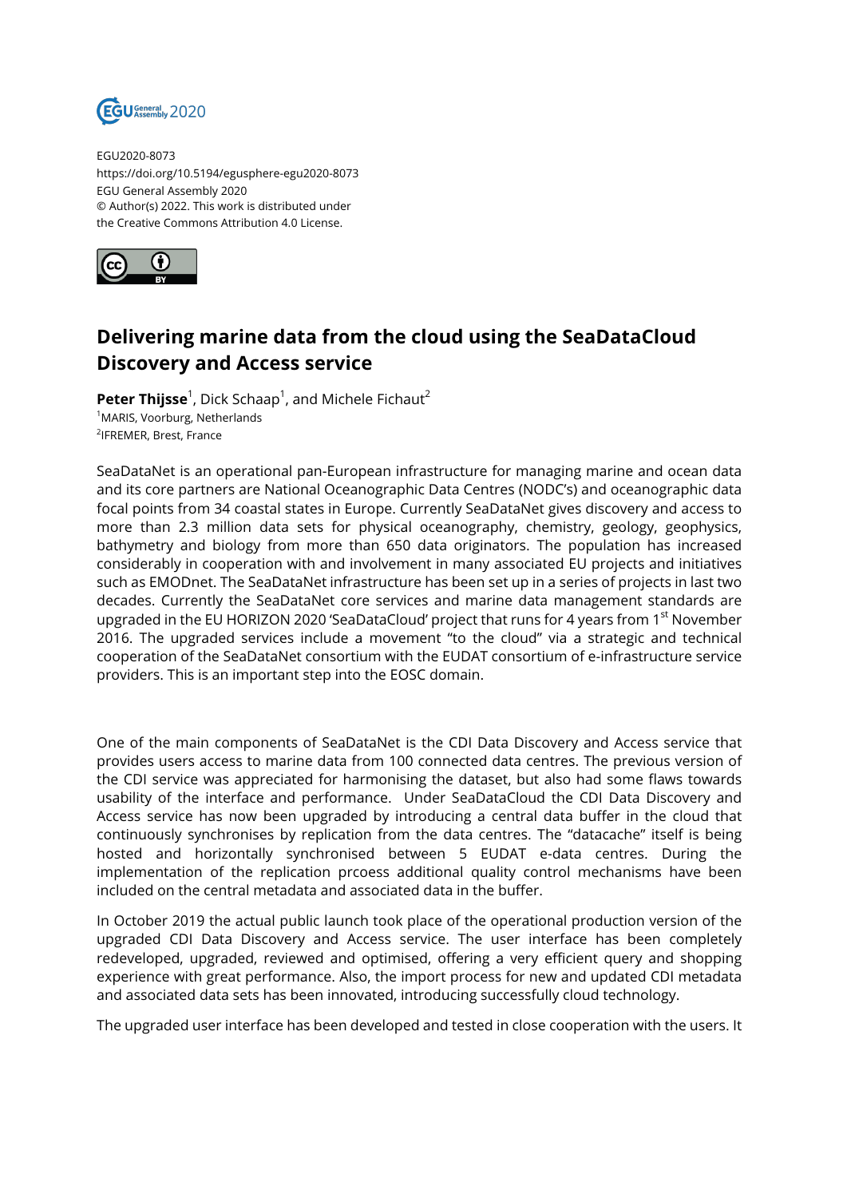EGU2020-8073
https://doi.org/10.5194/egusphere-egu2020-8073
EGU General Assembly 2020
© Author(s) 2022. This work is distributed under
the Creative Commons Attribution 4.0 License.

# Delivering marine data from the cloud using the SeaDataCloud Discovery and Access service

**Peter Thijsse**[1], Dick Schaap[1], and Michele Fichaut[2]

[1]MARIS, Voorburg, Netherlands
[2]IFREMER, Brest, France

SeaDataNet is an operational pan-European infrastructure for managing marine and ocean data and its core partners are National Oceanographic Data Centres (NODC's) and oceanographic data focal points from 34 coastal states in Europe. Currently SeaDataNet gives discovery and access to more than 2.3 million data sets for physical oceanography, chemistry, geology, geophysics, bathymetry and biology from more than 650 data originators. The population has increased considerably in cooperation with and involvement in many associated EU projects and initiatives such as EMODnet. The SeaDataNet infrastructure has been set up in a series of projects in last two decades. Currently the SeaDataNet core services and marine data management standards are upgraded in the EU HORIZON 2020 'SeaDataCloud' project that runs for 4 years from 1st November 2016. The upgraded services include a movement "to the cloud" via a strategic and technical cooperation of the SeaDataNet consortium with the EUDAT consortium of e-infrastructure service providers. This is an important step into the EOSC domain.

One of the main components of SeaDataNet is the CDI Data Discovery and Access service that provides users access to marine data from 100 connected data centres. The previous version of the CDI service was appreciated for harmonising the dataset, but also had some flaws towards usability of the interface and performance. Under SeaDataCloud the CDI Data Discovery and Access service has now been upgraded by introducing a central data buffer in the cloud that continuously synchronises by replication from the data centres. The "datacache" itself is being hosted and horizontally synchronised between 5 EUDAT e-data centres. During the implementation of the replication prcoess additional quality control mechanisms have been included on the central metadata and associated data in the buffer.

In October 2019 the actual public launch took place of the operational production version of the upgraded CDI Data Discovery and Access service. The user interface has been completely redeveloped, upgraded, reviewed and optimised, offering a very efficient query and shopping experience with great performance. Also, the import process for new and updated CDI metadata and associated data sets has been innovated, introducing successfully cloud technology.

The upgraded user interface has been developed and tested in close cooperation with the users. It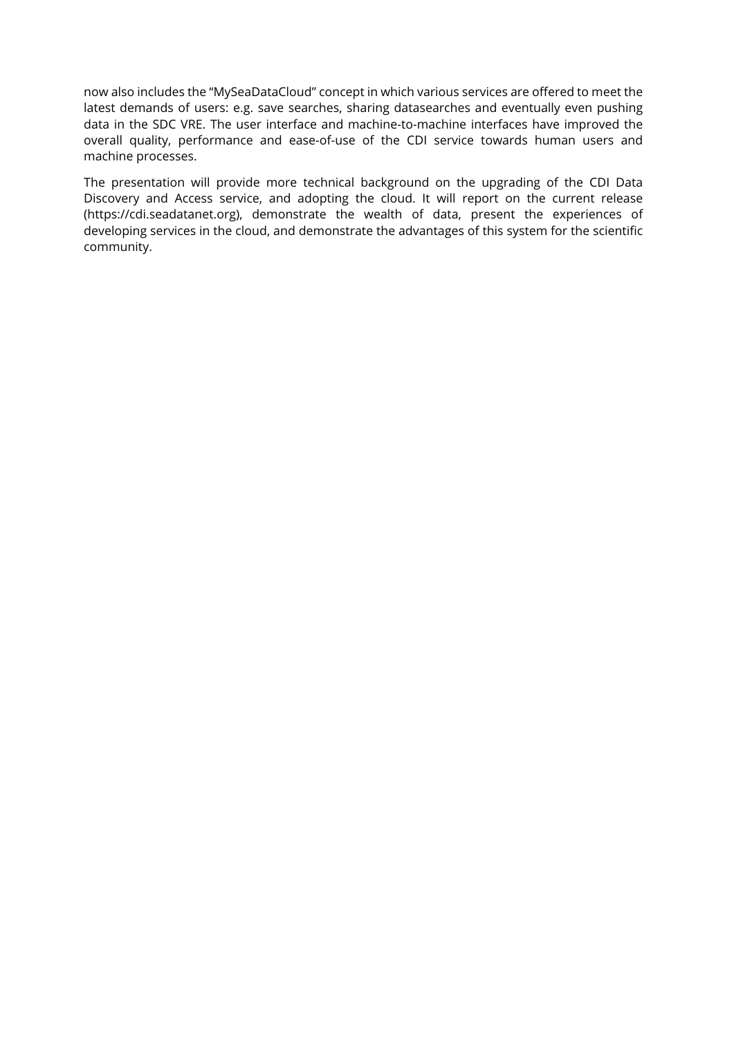now also includes the "MySeaDataCloud" concept in which various services are offered to meet the latest demands of users: e.g. save searches, sharing datasearches and eventually even pushing data in the SDC VRE. The user interface and machine-to-machine interfaces have improved the overall quality, performance and ease-of-use of the CDI service towards human users and machine processes.

The presentation will provide more technical background on the upgrading of the CDI Data Discovery and Access service, and adopting the cloud. It will report on the current release (https://cdi.seadatanet.org), demonstrate the wealth of data, present the experiences of developing services in the cloud, and demonstrate the advantages of this system for the scientific community.